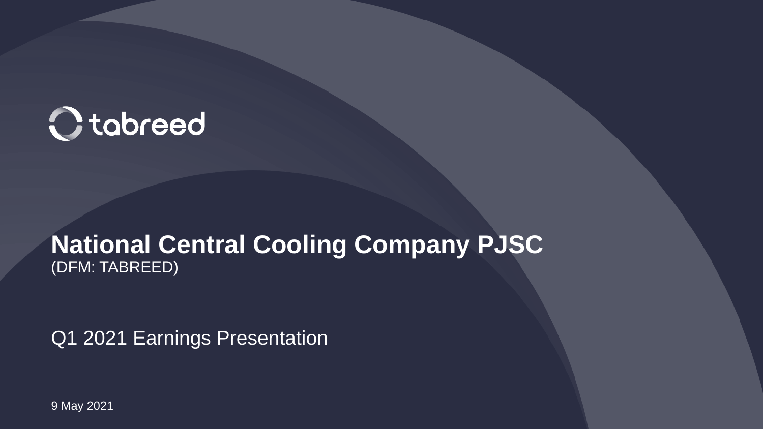tabreed

# National Central Cooling Company PJSC

(DFM: TABREED)

Q1 2021 Earnings Presentation

9 May 2021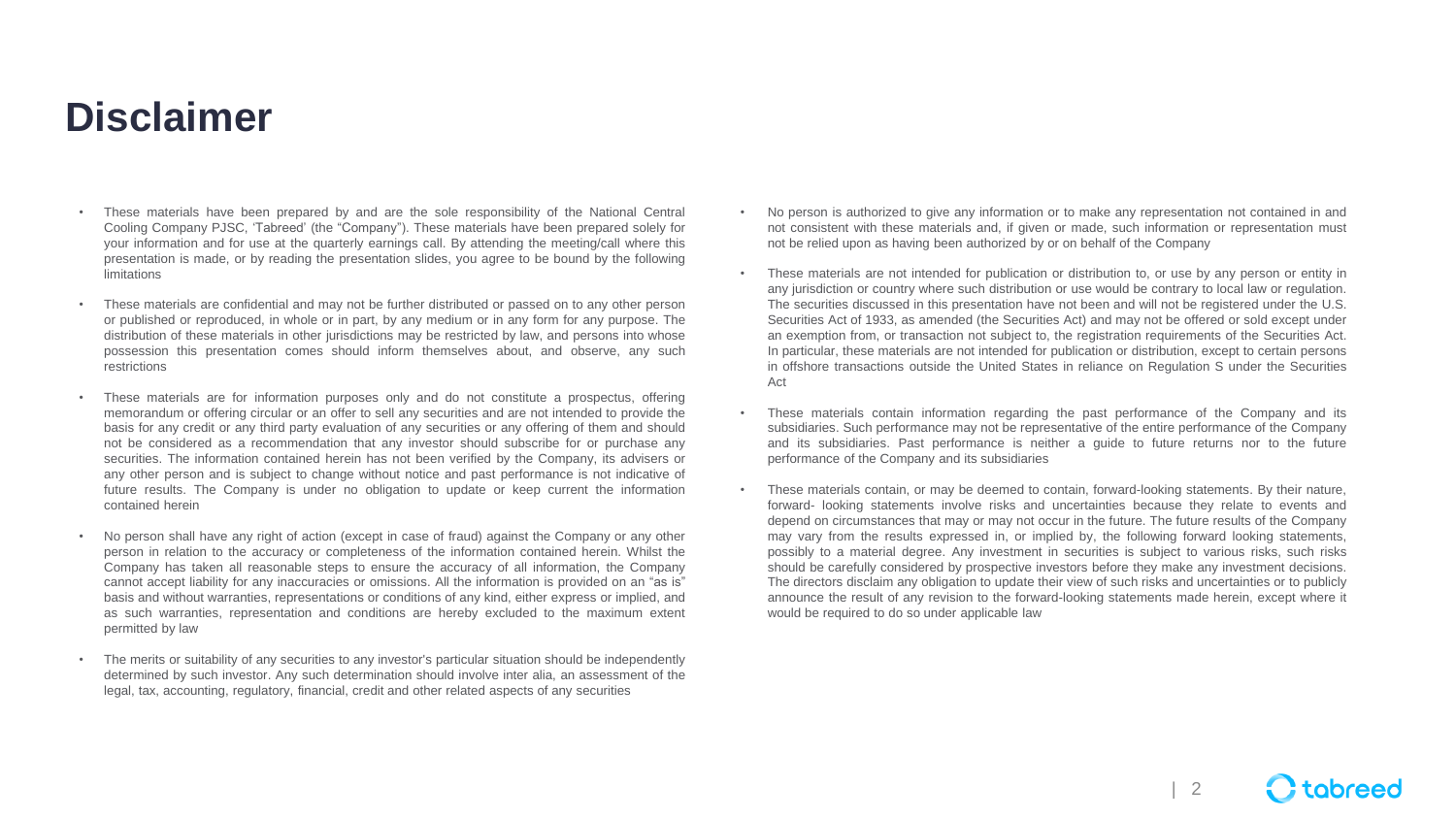# Disclaimer

- These materials have been prepared by and are the sole responsibility of the National Central Cooling Company PJSC, 'Tabreed' (the "Company"). These materials have been prepared solely for your information and for use at the quarterly earnings call. By attending the meeting/call where this presentation is made, or by reading the presentation slides, you agree to be bound by the following limitations
- These materials are confidential and may not be further distributed or passed on to any other person or published or reproduced, in whole or in part, by any medium or in any form for any purpose. The distribution of these materials in other jurisdictions may be restricted by law, and persons into whose possession this presentation comes should inform themselves about, and observe, any such restrictions
- These materials are for information purposes only and do not constitute a prospectus, offering memorandum or offering circular or an offer to sell any securities and are not intended to provide the basis for any credit or any third party evaluation of any securities or any offering of them and should not be considered as a recommendation that any investor should subscribe for or purchase any securities. The information contained herein has not been verified by the Company, its advisers or any other person and is subject to change without notice and past performance is not indicative of future results. The Company is under no obligation to update or keep current the information contained herein
- No person shall have any right of action (except in case of fraud) against the Company or any other person in relation to the accuracy or completeness of the information contained herein. Whilst the Company has taken all reasonable steps to ensure the accuracy of all information, the Company cannot accept liability for any inaccuracies or omissions. All the information is provided on an "as is" basis and without warranties, representations or conditions of any kind, either express or implied, and as such warranties, representation and conditions are hereby excluded to the maximum extent permitted by law
- The merits or suitability of any securities to any investor's particular situation should be independently determined by such investor. Any such determination should involve inter alia, an assessment of the legal, tax, accounting, regulatory, financial, credit and other related aspects of any securities
- No person is authorized to give any information or to make any representation not contained in and not consistent with these materials and, if given or made, such information or representation must not be relied upon as having been authorized by or on behalf of the Company
- These materials are not intended for publication or distribution to, or use by any person or entity in any jurisdiction or country where such distribution or use would be contrary to local law or regulation. The securities discussed in this presentation have not been and will not be registered under the U.S. Securities Act of 1933, as amended (the Securities Act) and may not be offered or sold except under an exemption from, or transaction not subject to, the registration requirements of the Securities Act. In particular, these materials are not intended for publication or distribution, except to certain persons in offshore transactions outside the United States in reliance on Regulation S under the Securities Act
- These materials contain information regarding the past performance of the Company and its subsidiaries. Such performance may not be representative of the entire performance of the Company and its subsidiaries. Past performance is neither a guide to future returns nor to the future performance of the Company and its subsidiaries
- These materials contain, or may be deemed to contain, forward-looking statements. By their nature, forward- looking statements involve risks and uncertainties because they relate to events and depend on circumstances that may or may not occur in the future. The future results of the Company may vary from the results expressed in, or implied by, the following forward looking statements, possibly to a material degree. Any investment in securities is subject to various risks, such risks should be carefully considered by prospective investors before they make any investment decisions. The directors disclaim any obligation to update their view of such risks and uncertainties or to publicly announce the result of any revision to the forward-looking statements made herein, except where it would be required to do so under applicable law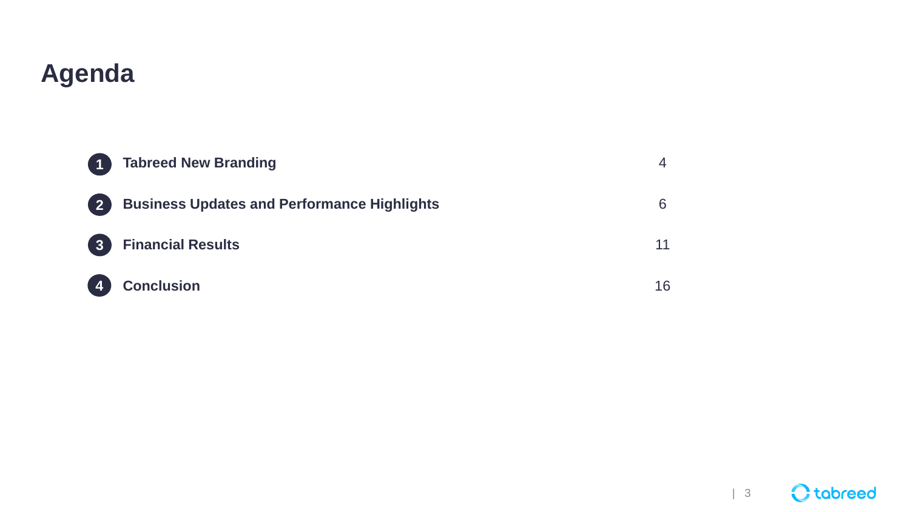# Agenda

| # | Section | Page |
|---|---|---|
| 1 | **Tabreed New Branding** | 4 |
| 2 | **Business Updates and Performance Highlights** | 6 |
| 3 | **Financial Results** | 11 |
| 4 | **Conclusion** | 16 |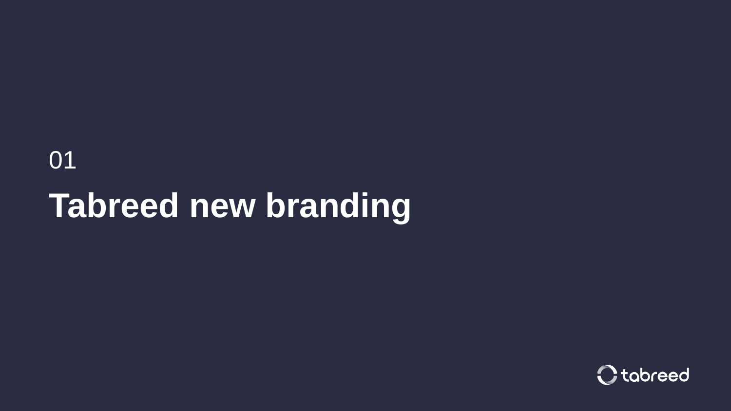01

# Tabreed new branding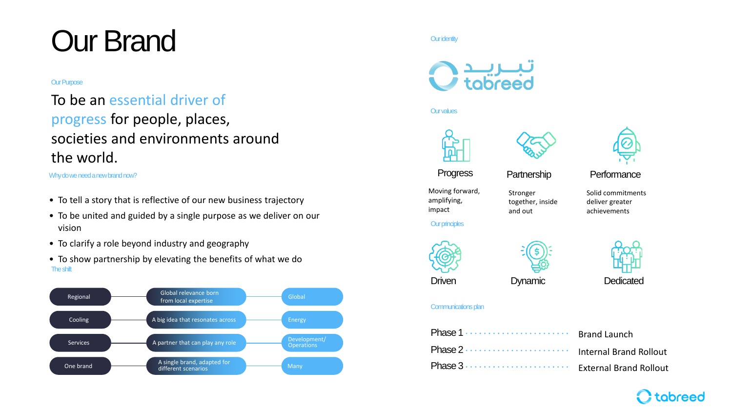# Our Brand

Our Purpose

To be an essential driver of progress for people, places, societies and environments around the world.

Why do we need a new brand now?

- To tell a story that is reflective of our new business trajectory
- To be united and guided by a single purpose as we deliver on our vision
- To clarify a role beyond industry and geography
- To show partnership by elevating the benefits of what we do

The shift

| From | | To |
|---|---|---|
| Regional | Global relevance born from local expertise | Global |
| Cooling | A big idea that resonates across | Energy |
| Services | A partner that can play any role | Development/ Operations |
| One brand | A single brand, adapted for different scenarios | Many |

Our identity

تبريد tabreed

Our values

**Progress**
Moving forward, amplifying, impact

**Partnership**
Stronger together, inside and out

**Performance**
Solid commitments deliver greater achievements

Our principles

**Driven**

**Dynamic**

**Dedicated**

Communications plan

| Phase | Activity |
|---|---|
| Phase 1 | Brand Launch |
| Phase 2 | Internal Brand Rollout |
| Phase 3 | External Brand Rollout |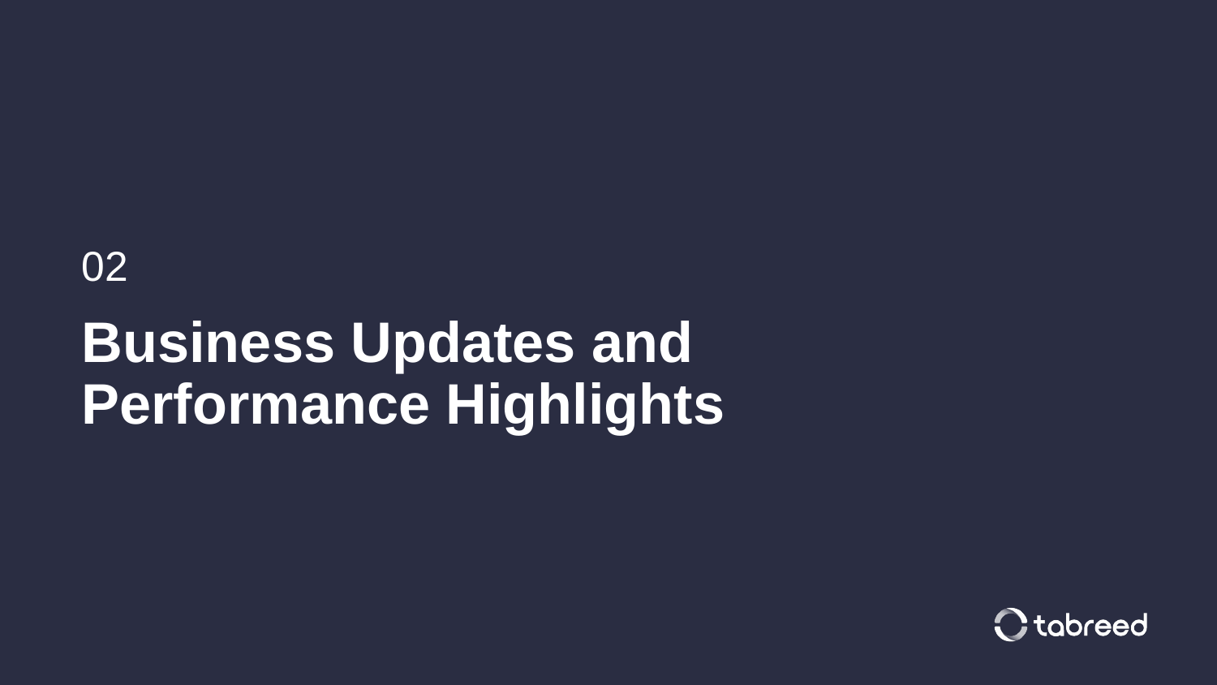02

# Business Updates and Performance Highlights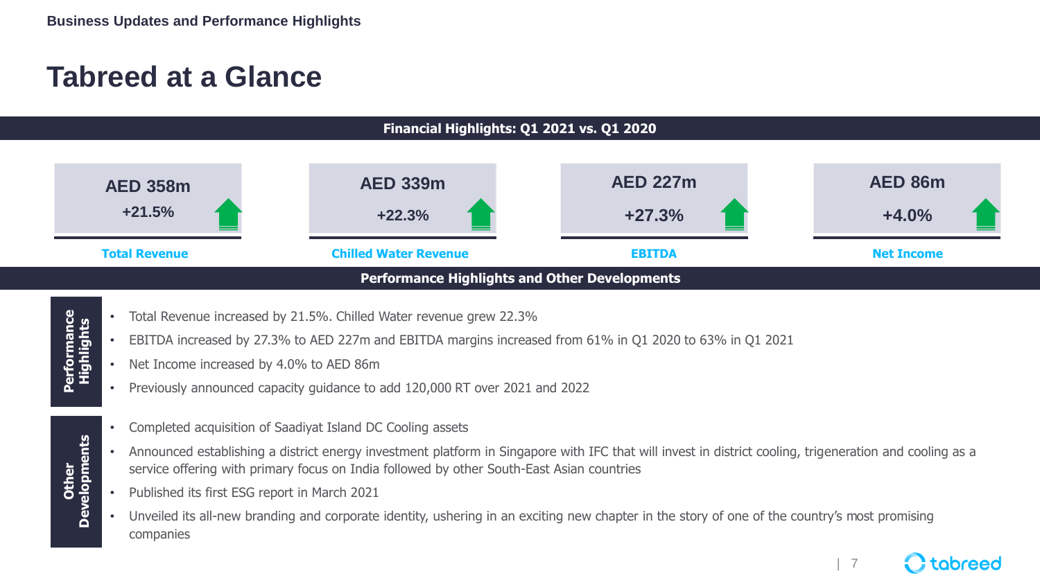# Tabreed at a Glance

## Financial Highlights: Q1 2021 vs. Q1 2020

| Total Revenue | Chilled Water Revenue | EBITDA | Net Income |
|---|---|---|---|
| AED 358m | AED 339m | AED 227m | AED 86m |
| +21.5% | +22.3% | +27.3% | +4.0% |

## Performance Highlights and Other Developments

**Performance Highlights**

- Total Revenue increased by 21.5%. Chilled Water revenue grew 22.3%
- EBITDA increased by 27.3% to AED 227m and EBITDA margins increased from 61% in Q1 2020 to 63% in Q1 2021
- Net Income increased by 4.0% to AED 86m
- Previously announced capacity guidance to add 120,000 RT over 2021 and 2022

**Other Developments**

- Completed acquisition of Saadiyat Island DC Cooling assets
- Announced establishing a district energy investment platform in Singapore with IFC that will invest in district cooling, trigeneration and cooling as a service offering with primary focus on India followed by other South-East Asian countries
- Published its first ESG report in March 2021
- Unveiled its all-new branding and corporate identity, ushering in an exciting new chapter in the story of one of the country's most promising companies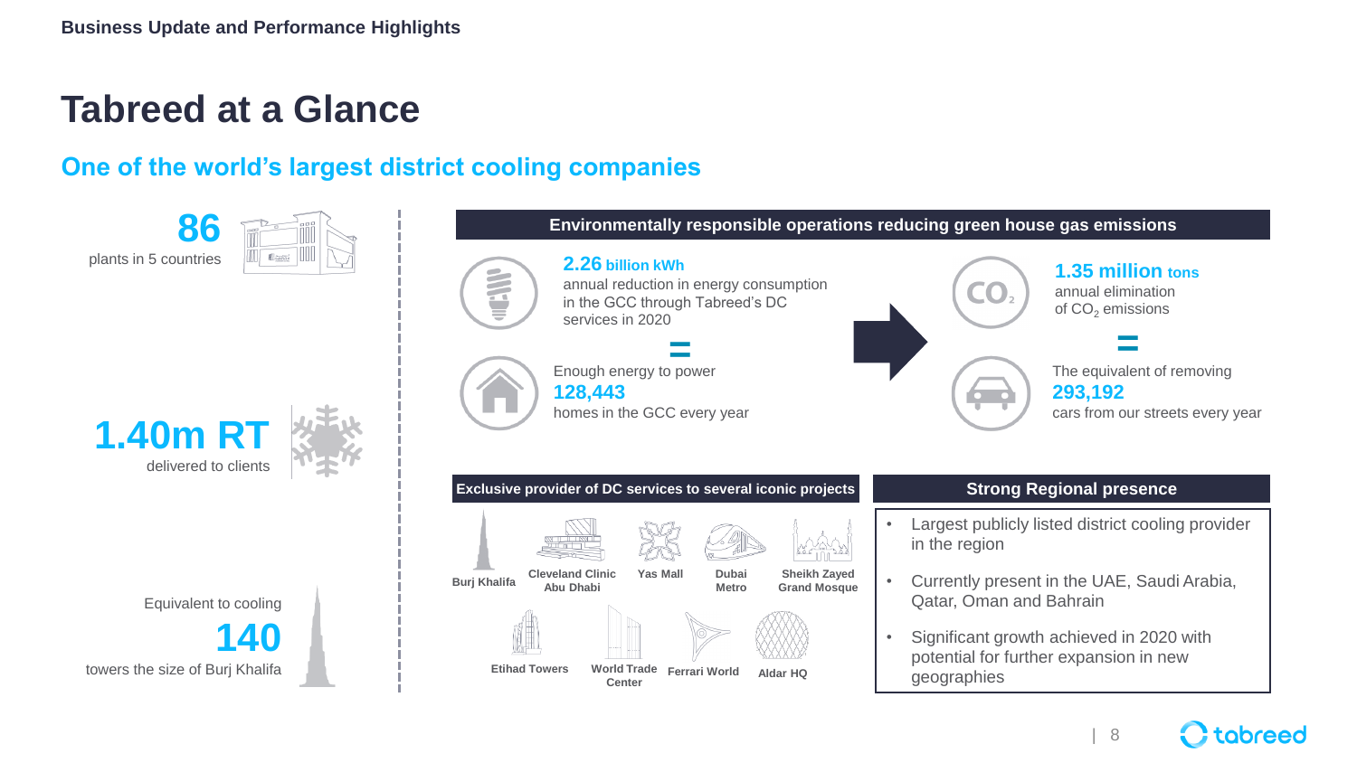# Tabreed at a Glance

## One of the world's largest district cooling companies

**86**
plants in 5 countries

**1.40m RT**
delivered to clients

Equivalent to cooling
**140**
towers the size of Burj Khalifa

### Environmentally responsible operations reducing green house gas emissions

**2.26 billion kWh**
annual reduction in energy consumption in the GCC through Tabreed's DC services in 2020

=

Enough energy to power
**128,443**
homes in the GCC every year

**1.35 million tons**
annual elimination of $CO_2$ emissions

=

The equivalent of removing
**293,192**
cars from our streets every year

### Exclusive provider of DC services to several iconic projects

- Burj Khalifa
- Cleveland Clinic Abu Dhabi
- Yas Mall
- Dubai Metro
- Sheikh Zayed Grand Mosque
- Etihad Towers
- World Trade Center
- Ferrari World
- Aldar HQ

### Strong Regional presence

- Largest publicly listed district cooling provider in the region
- Currently present in the UAE, Saudi Arabia, Qatar, Oman and Bahrain
- Significant growth achieved in 2020 with potential for further expansion in new geographies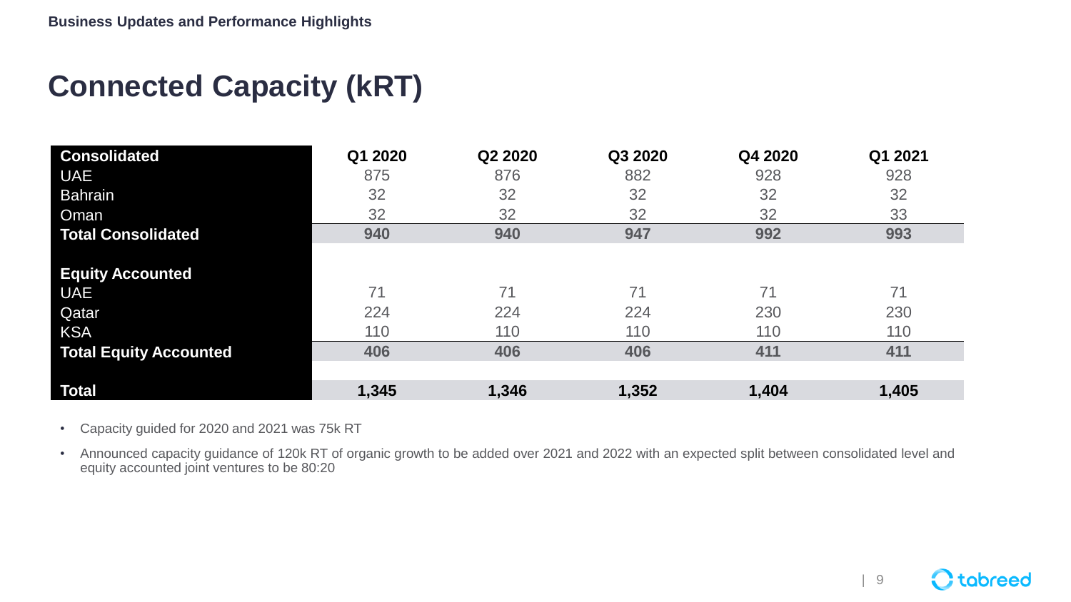Business Updates and Performance Highlights

# Connected Capacity (kRT)

| Consolidated | Q1 2020 | Q2 2020 | Q3 2020 | Q4 2020 | Q1 2021 |
|---|---|---|---|---|---|
| UAE | 875 | 876 | 882 | 928 | 928 |
| Bahrain | 32 | 32 | 32 | 32 | 32 |
| Oman | 32 | 32 | 32 | 32 | 33 |
| **Total Consolidated** | **940** | **940** | **947** | **992** | **993** |
| | | | | | |
| **Equity Accounted** | | | | | |
| UAE | 71 | 71 | 71 | 71 | 71 |
| Qatar | 224 | 224 | 224 | 230 | 230 |
| KSA | 110 | 110 | 110 | 110 | 110 |
| **Total Equity Accounted** | **406** | **406** | **406** | **411** | **411** |
| | | | | | |
| **Total** | **1,345** | **1,346** | **1,352** | **1,404** | **1,405** |

- Capacity guided for 2020 and 2021 was 75k RT
- Announced capacity guidance of 120k RT of organic growth to be added over 2021 and 2022 with an expected split between consolidated level and equity accounted joint ventures to be 80:20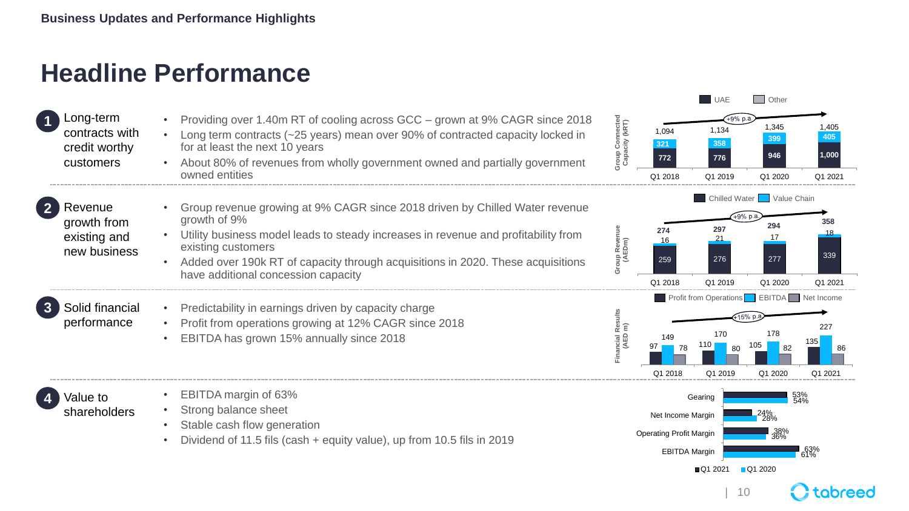Business Updates and Performance Highlights

# Headline Performance

### 1. Long-term contracts with credit worthy customers

- Providing over 1.40m RT of cooling across GCC – grown at 9% CAGR since 2018
- Long term contracts (~25 years) mean over 90% of contracted capacity locked in for at least the next 10 years
- About 80% of revenues from wholly government owned and partially government owned entities

Group Connected Capacity (kRT) — +9% p.a.

| | Q1 2018 | Q1 2019 | Q1 2020 | Q1 2021 |
|---|---|---|---|---|
| UAE | 772 | 776 | 946 | 1,000 |
| Other | 321 | 358 | 399 | 405 |
| Total | 1,094 | 1,134 | 1,345 | 1,405 |

### 2. Revenue growth from existing and new business

- Group revenue growing at 9% CAGR since 2018 driven by Chilled Water revenue growth of 9%
- Utility business model leads to steady increases in revenue and profitability from existing customers
- Added over 190k RT of capacity through acquisitions in 2020. These acquisitions have additional concession capacity

Group Revenue (AEDm) — +9% p.a.

| | Q1 2018 | Q1 2019 | Q1 2020 | Q1 2021 |
|---|---|---|---|---|
| Chilled Water | 259 | 276 | 277 | 339 |
| Value Chain | 16 | 21 | 17 | 18 |
| Total | 274 | 297 | 294 | 358 |

### 3. Solid financial performance

- Predictability in earnings driven by capacity charge
- Profit from operations growing at 12% CAGR since 2018
- EBITDA has grown 15% annually since 2018

Financial Results (AED m) — +15% p.a.

| | Q1 2018 | Q1 2019 | Q1 2020 | Q1 2021 |
|---|---|---|---|---|
| Profit from Operations | 97 | 110 | 105 | 135 |
| EBITDA | 149 | 170 | 178 | 227 |
| Net Income | 78 | 80 | 82 | 86 |

### 4. Value to shareholders

- EBITDA margin of 63%
- Strong balance sheet
- Stable cash flow generation
- Dividend of 11.5 fils (cash + equity value), up from 10.5 fils in 2019

| | Q1 2021 | Q1 2020 |
|---|---|---|
| Gearing | 53% | 54% |
| Net Income Margin | 24% | 28% |
| Operating Profit Margin | 38% | 36% |
| EBITDA Margin | 63% | 61% |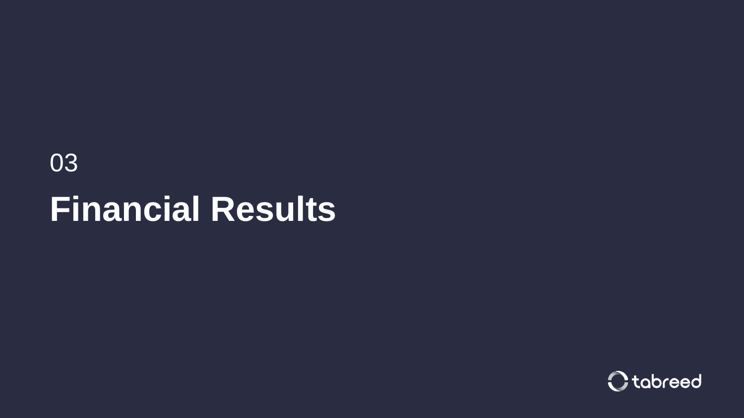03

# Financial Results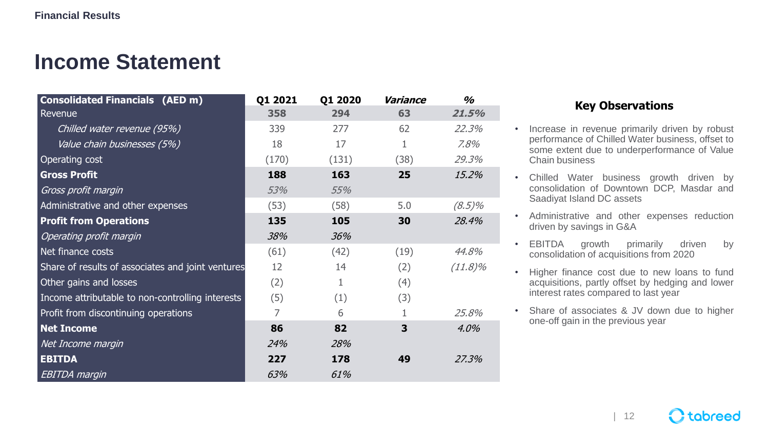Financial Results

# Income Statement

| Consolidated Financials (AED m) | Q1 2021 | Q1 2020 | *Variance* | *%* |
|---|---|---|---|---|
| Revenue | **358** | **294** | **63** | ***21.5%*** |
| *Chilled water revenue (95%)* | 339 | 277 | 62 | *22.3%* |
| *Value chain businesses (5%)* | 18 | 17 | 1 | *7.8%* |
| Operating cost | (170) | (131) | (38) | *29.3%* |
| **Gross Profit** | **188** | **163** | **25** | *15.2%* |
| *Gross profit margin* | *53%* | *55%* | | |
| Administrative and other expenses | (53) | (58) | 5.0 | *(8.5)%* |
| **Profit from Operations** | **135** | **105** | **30** | *28.4%* |
| *Operating profit margin* | *38%* | *36%* | | |
| Net finance costs | (61) | (42) | (19) | *44.8%* |
| Share of results of associates and joint ventures | 12 | 14 | (2) | *(11.8)%* |
| Other gains and losses | (2) | 1 | (4) | |
| Income attributable to non-controlling interests | (5) | (1) | (3) | |
| Profit from discontinuing operations | 7 | 6 | 1 | *25.8%* |
| **Net Income** | **86** | **82** | **3** | *4.0%* |
| *Net Income margin* | *24%* | *28%* | | |
| **EBITDA** | **227** | **178** | **49** | *27.3%* |
| *EBITDA margin* | *63%* | *61%* | | |

### Key Observations

- Increase in revenue primarily driven by robust performance of Chilled Water business, offset to some extent due to underperformance of Value Chain business
- Chilled Water business growth driven by consolidation of Downtown DCP, Masdar and Saadiyat Island DC assets
- Administrative and other expenses reduction driven by savings in G&A
- EBITDA growth primarily driven by consolidation of acquisitions from 2020
- Higher finance cost due to new loans to fund acquisitions, partly offset by hedging and lower interest rates compared to last year
- Share of associates & JV down due to higher one-off gain in the previous year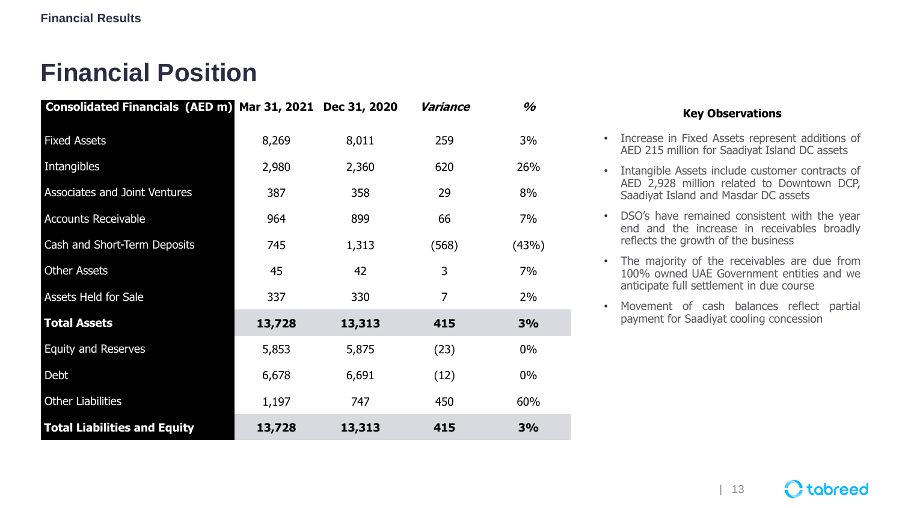Financial Results

# Financial Position

| Consolidated Financials (AED m) | Mar 31, 2021 | Dec 31, 2020 | *Variance* | *%* |
|---|---|---|---|---|
| Fixed Assets | 8,269 | 8,011 | 259 | 3% |
| Intangibles | 2,980 | 2,360 | 620 | 26% |
| Associates and Joint Ventures | 387 | 358 | 29 | 8% |
| Accounts Receivable | 964 | 899 | 66 | 7% |
| Cash and Short-Term Deposits | 745 | 1,313 | (568) | (43%) |
| Other Assets | 45 | 42 | 3 | 7% |
| Assets Held for Sale | 337 | 330 | 7 | 2% |
| **Total Assets** | **13,728** | **13,313** | **415** | **3%** |
| Equity and Reserves | 5,853 | 5,875 | (23) | 0% |
| Debt | 6,678 | 6,691 | (12) | 0% |
| Other Liabilities | 1,197 | 747 | 450 | 60% |
| **Total Liabilities and Equity** | **13,728** | **13,313** | **415** | **3%** |

**Key Observations**

- Increase in Fixed Assets represent additions of AED 215 million for Saadiyat Island DC assets
- Intangible Assets include customer contracts of AED 2,928 million related to Downtown DCP, Saadiyat Island and Masdar DC assets
- DSO's have remained consistent with the year end and the increase in receivables broadly reflects the growth of the business
- The majority of the receivables are due from 100% owned UAE Government entities and we anticipate full settlement in due course
- Movement of cash balances reflect partial payment for Saadiyat cooling concession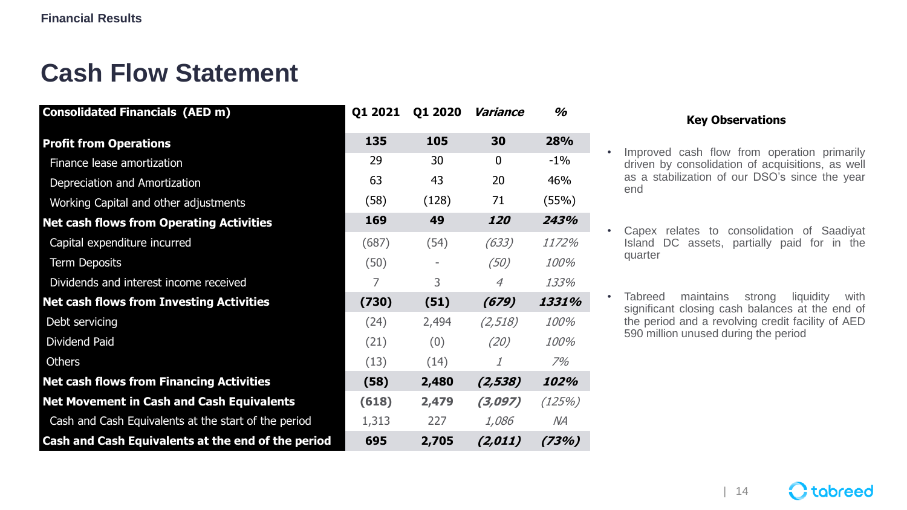Financial Results

# Cash Flow Statement

| Consolidated Financials (AED m) | Q1 2021 | Q1 2020 | *Variance* | *%* |
|---|---|---|---|---|
| **Profit from Operations** | **135** | **105** | **30** | **28%** |
| Finance lease amortization | 29 | 30 | 0 | -1% |
| Depreciation and Amortization | 63 | 43 | 20 | 46% |
| Working Capital and other adjustments | (58) | (128) | 71 | (55%) |
| **Net cash flows from Operating Activities** | **169** | **49** | ***120*** | ***243%*** |
| Capital expenditure incurred | (687) | (54) | *(633)* | *1172%* |
| Term Deposits | (50) | - | *(50)* | *100%* |
| Dividends and interest income received | 7 | 3 | *4* | *133%* |
| **Net cash flows from Investing Activities** | **(730)** | **(51)** | ***(679)*** | ***1331%*** |
| Debt servicing | (24) | 2,494 | *(2,518)* | *100%* |
| Dividend Paid | (21) | (0) | *(20)* | *100%* |
| Others | (13) | (14) | *1* | *7%* |
| **Net cash flows from Financing Activities** | **(58)** | **2,480** | ***(2,538)*** | ***102%*** |
| **Net Movement in Cash and Cash Equivalents** | **(618)** | **2,479** | ***(3,097)*** | *(125%)* |
| Cash and Cash Equivalents at the start of the period | 1,313 | 227 | *1,086* | *NA* |
| **Cash and Cash Equivalents at the end of the period** | **695** | **2,705** | ***(2,011)*** | ***(73%)*** |

**Key Observations**

- Improved cash flow from operation primarily driven by consolidation of acquisitions, as well as a stabilization of our DSO's since the year end
- Capex relates to consolidation of Saadiyat Island DC assets, partially paid for in the quarter
- Tabreed maintains strong liquidity with significant closing cash balances at the end of the period and a revolving credit facility of AED 590 million unused during the period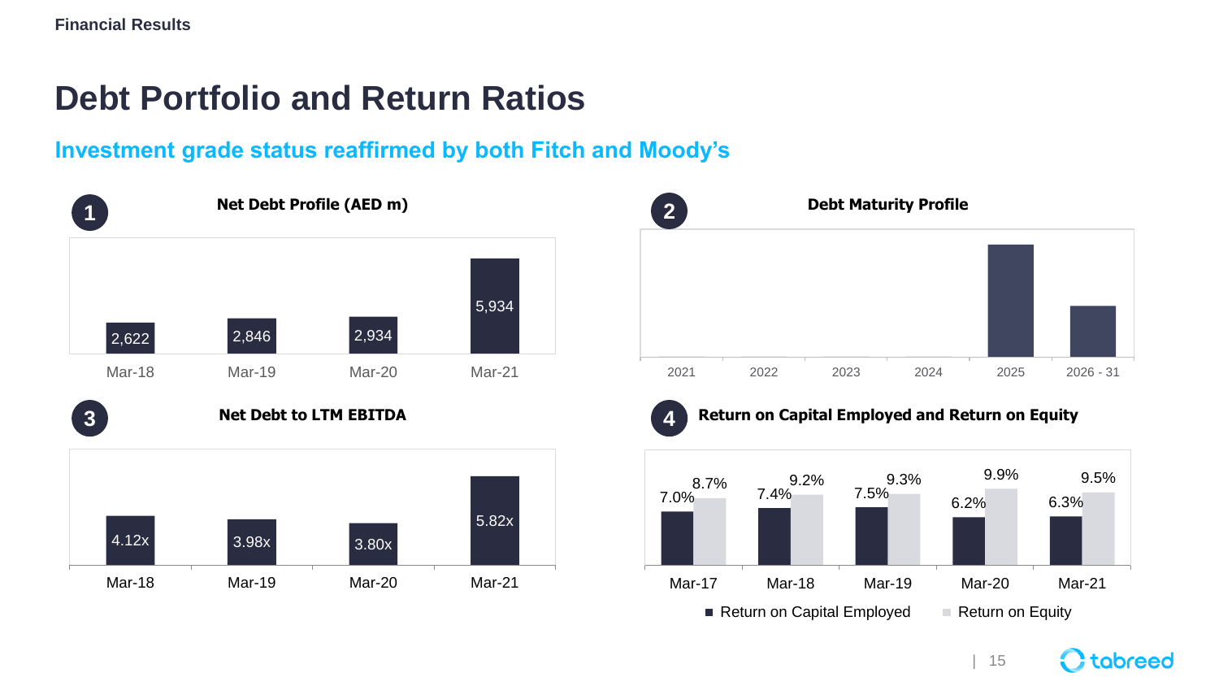Financial Results

# Debt Portfolio and Return Ratios

## Investment grade status reaffirmed by both Fitch and Moody's

### 1 Net Debt Profile (AED m)

| Mar-18 | Mar-19 | Mar-20 | Mar-21 |
|---|---|---|---|
| 2,622 | 2,846 | 2,934 | 5,934 |

### 2 Debt Maturity Profile

| 2021 | 2022 | 2023 | 2024 | 2025 | 2026 - 31 |
|---|---|---|---|---|---|

### 3 Net Debt to LTM EBITDA

| Mar-18 | Mar-19 | Mar-20 | Mar-21 |
|---|---|---|---|
| 4.12x | 3.98x | 3.80x | 5.82x |

### 4 Return on Capital Employed and Return on Equity

| | Mar-17 | Mar-18 | Mar-19 | Mar-20 | Mar-21 |
|---|---|---|---|---|---|
| Return on Capital Employed | 7.0% | 7.4% | 7.5% | 6.2% | 6.3% |
| Return on Equity | 8.7% | 9.2% | 9.3% | 9.9% | 9.5% |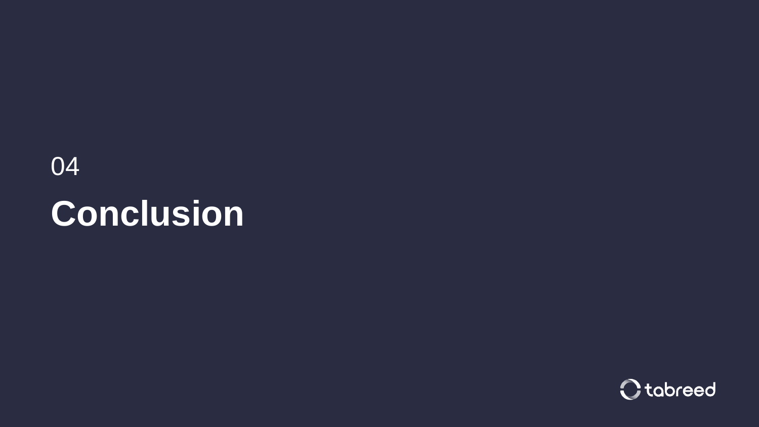04

# Conclusion

tabreed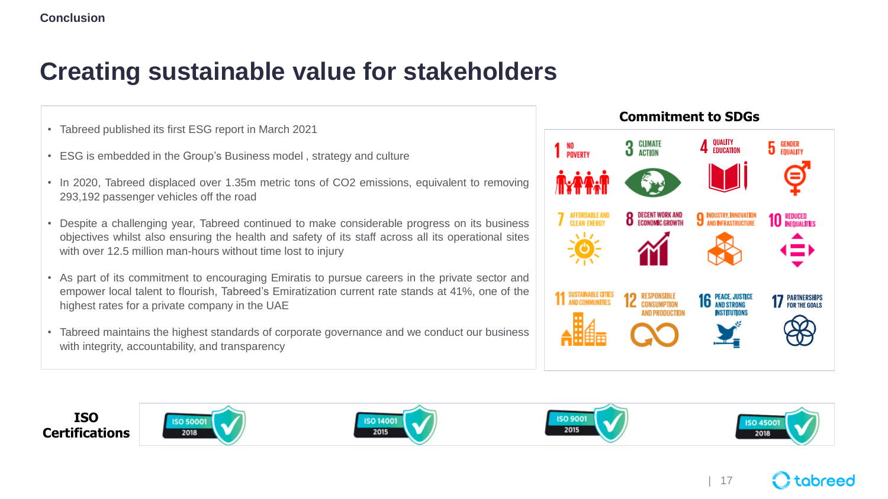Conclusion

# Creating sustainable value for stakeholders

- Tabreed published its first ESG report in March 2021
- ESG is embedded in the Group's Business model , strategy and culture
- In 2020, Tabreed displaced over 1.35m metric tons of $CO_2$ emissions, equivalent to removing 293,192 passenger vehicles off the road
- Despite a challenging year, Tabreed continued to make considerable progress on its business objectives whilst also ensuring the health and safety of its staff across all its operational sites with over 12.5 million man-hours without time lost to injury
- As part of its commitment to encouraging Emiratis to pursue careers in the private sector and empower local talent to flourish, Tabreed's Emiratization current rate stands at 41%, one of the highest rates for a private company in the UAE
- Tabreed maintains the highest standards of corporate governance and we conduct our business with integrity, accountability, and transparency

## Commitment to SDGs

- 1 No Poverty
- 3 Climate Action
- 4 Quality Education
- 5 Gender Equality
- 7 Affordable and Clean Energy
- 8 Decent Work and Economic Growth
- 9 Industry, Innovation and Infrastructure
- 10 Reduced Inequalities
- 11 Sustainable Cities and Communities
- 12 Responsible Consumption and Production
- 16 Peace, Justice and Strong Institutions
- 17 Partnerships for the Goals

## ISO Certifications

- ISO 50001 2018
- ISO 14001 2015
- ISO 9001 2015
- ISO 45001 2018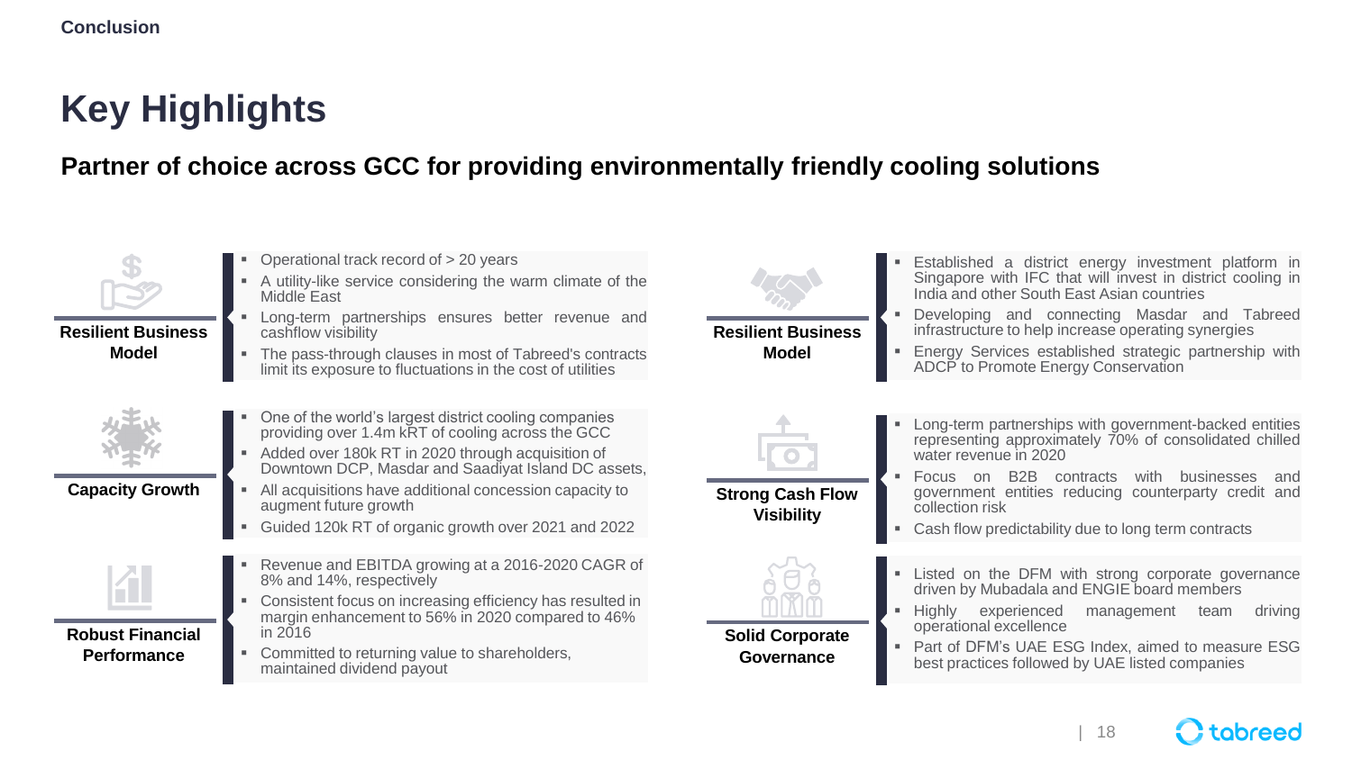Conclusion

# Key Highlights

## Partner of choice across GCC for providing environmentally friendly cooling solutions

### Resilient Business Model

- Operational track record of > 20 years
- A utility-like service considering the warm climate of the Middle East
- Long-term partnerships ensures better revenue and cashflow visibility
- The pass-through clauses in most of Tabreed's contracts limit its exposure to fluctuations in the cost of utilities

### Capacity Growth

- One of the world's largest district cooling companies providing over 1.4m kRT of cooling across the GCC
- Added over 180k RT in 2020 through acquisition of Downtown DCP, Masdar and Saadiyat Island DC assets,
- All acquisitions have additional concession capacity to augment future growth
- Guided 120k RT of organic growth over 2021 and 2022

### Robust Financial Performance

- Revenue and EBITDA growing at a 2016-2020 CAGR of 8% and 14%, respectively
- Consistent focus on increasing efficiency has resulted in margin enhancement to 56% in 2020 compared to 46% in 2016
- Committed to returning value to shareholders, maintained dividend payout

### Resilient Business Model

- Established a district energy investment platform in Singapore with IFC that will invest in district cooling in India and other South East Asian countries
- Developing and connecting Masdar and Tabreed infrastructure to help increase operating synergies
- Energy Services established strategic partnership with ADCP to Promote Energy Conservation

### Strong Cash Flow Visibility

- Long-term partnerships with government-backed entities representing approximately 70% of consolidated chilled water revenue in 2020
- Focus on B2B contracts with businesses and government entities reducing counterparty credit and collection risk
- Cash flow predictability due to long term contracts

### Solid Corporate Governance

- Listed on the DFM with strong corporate governance driven by Mubadala and ENGIE board members
- Highly experienced management team driving operational excellence
- Part of DFM's UAE ESG Index, aimed to measure ESG best practices followed by UAE listed companies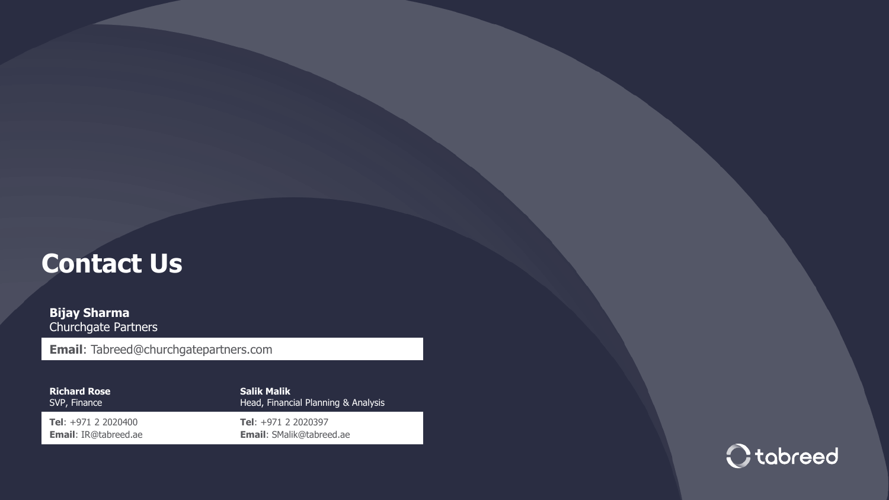# Contact Us

**Bijay Sharma**
Churchgate Partners

**Email**: Tabreed@churchgatepartners.com

**Richard Rose**
SVP, Finance

**Tel**: +971 2 2020400
**Email**: IR@tabreed.ae

**Salik Malik**
Head, Financial Planning & Analysis

**Tel**: +971 2 2020397
**Email**: SMalik@tabreed.ae

tabreed